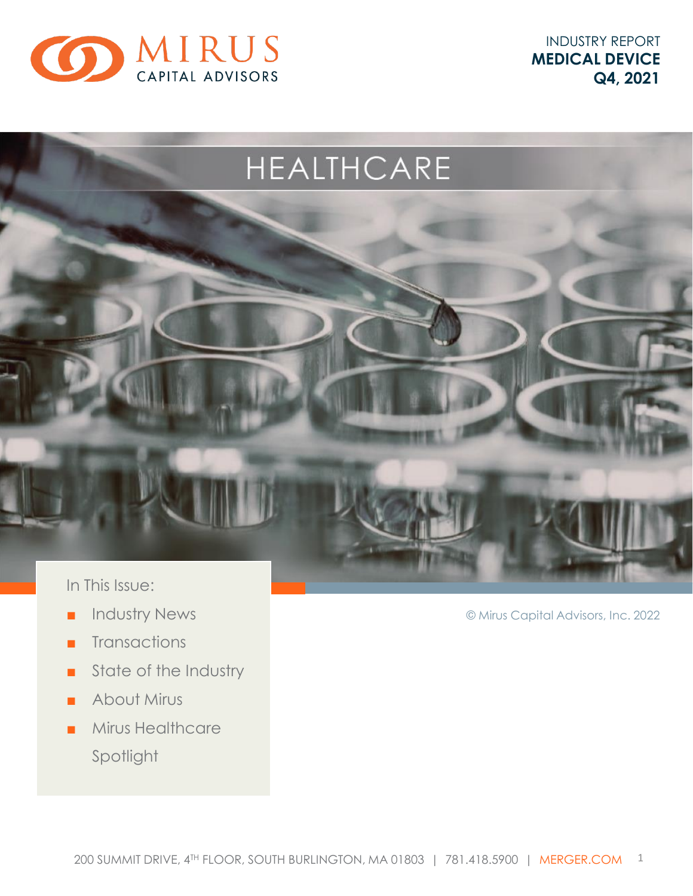MIRUS CAPITAL ADVISORS

INDUSTRY REPORT
**MEDICAL DEVICE**
**Q4, 2021**

# HEALTHCARE

In This Issue:

- Industry News
- Transactions
- State of the Industry
- About Mirus
- Mirus Healthcare Spotlight

© Mirus Capital Advisors, Inc. 2022

200 SUMMIT DRIVE, 4TH FLOOR, SOUTH BURLINGTON, MA 01803 | 781.418.5900 | MERGER.COM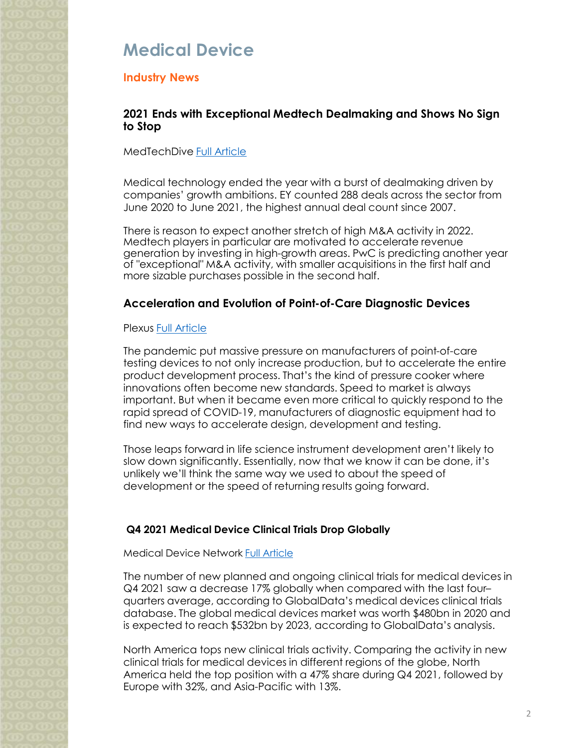# Medical Device

## Industry News

### 2021 Ends with Exceptional Medtech Dealmaking and Shows No Sign to Stop

MedTechDive [Full Article]

Medical technology ended the year with a burst of dealmaking driven by companies' growth ambitions. EY counted 288 deals across the sector from June 2020 to June 2021, the highest annual deal count since 2007.

There is reason to expect another stretch of high M&A activity in 2022. Medtech players in particular are motivated to accelerate revenue generation by investing in high-growth areas. PwC is predicting another year of "exceptional" M&A activity, with smaller acquisitions in the first half and more sizable purchases possible in the second half.

### Acceleration and Evolution of Point-of-Care Diagnostic Devices

Plexus [Full Article]

The pandemic put massive pressure on manufacturers of point-of-care testing devices to not only increase production, but to accelerate the entire product development process. That's the kind of pressure cooker where innovations often become new standards. Speed to market is always important. But when it became even more critical to quickly respond to the rapid spread of COVID-19, manufacturers of diagnostic equipment had to find new ways to accelerate design, development and testing.

Those leaps forward in life science instrument development aren't likely to slow down significantly. Essentially, now that we know it can be done, it's unlikely we'll think the same way we used to about the speed of development or the speed of returning results going forward.

### Q4 2021 Medical Device Clinical Trials Drop Globally

Medical Device Network [Full Article]

The number of new planned and ongoing clinical trials for medical devices in Q4 2021 saw a decrease 17% globally when compared with the last four–quarters average, according to GlobalData's medical devices clinical trials database. The global medical devices market was worth $480bn in 2020 and is expected to reach $532bn by 2023, according to GlobalData's analysis.

North America tops new clinical trials activity. Comparing the activity in new clinical trials for medical devices in different regions of the globe, North America held the top position with a 47% share during Q4 2021, followed by Europe with 32%, and Asia-Pacific with 13%.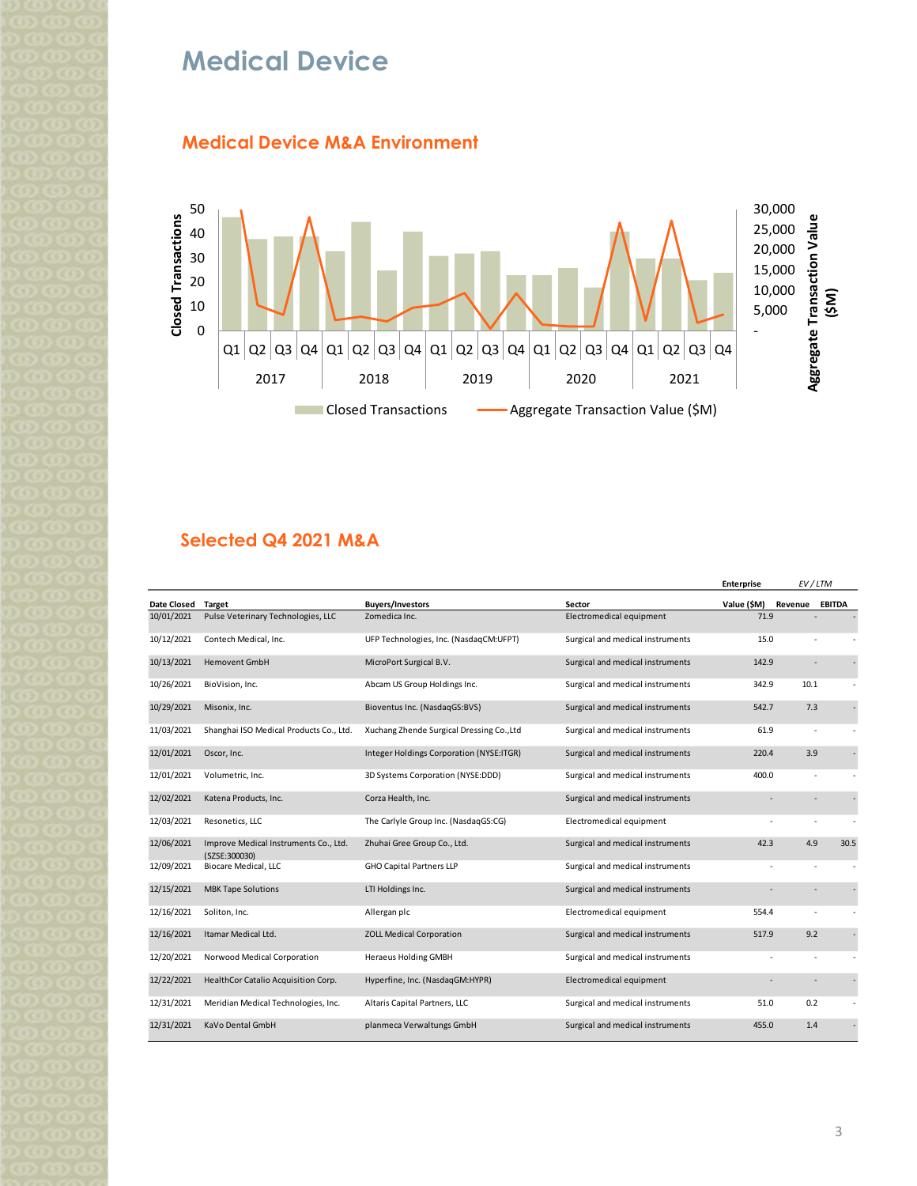# Medical Device

## Medical Device M&A Environment

Closed Transactions

50
40
30
20
10
0

Q1 Q2 Q3 Q4 Q1 Q2 Q3 Q4 Q1 Q2 Q3 Q4 Q1 Q2 Q3 Q4 Q1 Q2 Q3 Q4

2017 2018 2019 2020 2021

Aggregate Transaction Value ($M)

30,000
25,000
20,000
15,000
10,000
5,000
-

Closed Transactions — Aggregate Transaction Value ($M)

## Selected Q4 2021 M&A

| Date Closed | Target | Buyers/Investors | Sector | Enterprise Value ($M) | EV / LTM Revenue | EV / LTM EBITDA |
|---|---|---|---|---|---|---|
| 10/01/2021 | Pulse Veterinary Technologies, LLC | Zomedica Inc. | Electromedical equipment | 71.9 | - | - |
| 10/12/2021 | Contech Medical, Inc. | UFP Technologies, Inc. (NasdaqCM:UFPT) | Surgical and medical instruments | 15.0 | - | - |
| 10/13/2021 | Hemovent GmbH | MicroPort Surgical B.V. | Surgical and medical instruments | 142.9 | - | - |
| 10/26/2021 | BioVision, Inc. | Abcam US Group Holdings Inc. | Surgical and medical instruments | 342.9 | 10.1 | - |
| 10/29/2021 | Misonix, Inc. | Bioventus Inc. (NasdaqGS:BVS) | Surgical and medical instruments | 542.7 | 7.3 | - |
| 11/03/2021 | Shanghai ISO Medical Products Co., Ltd. | Xuchang Zhende Surgical Dressing Co.,Ltd | Surgical and medical instruments | 61.9 | - | - |
| 12/01/2021 | Oscor, Inc. | Integer Holdings Corporation (NYSE:ITGR) | Surgical and medical instruments | 220.4 | 3.9 | - |
| 12/01/2021 | Volumetric, Inc. | 3D Systems Corporation (NYSE:DDD) | Surgical and medical instruments | 400.0 | - | - |
| 12/02/2021 | Katena Products, Inc. | Corza Health, Inc. | Surgical and medical instruments | - | - | - |
| 12/03/2021 | Resonetics, LLC | The Carlyle Group Inc. (NasdaqGS:CG) | Electromedical equipment | - | - | - |
| 12/06/2021 | Improve Medical Instruments Co., Ltd. (SZSE:300030) | Zhuhai Gree Group Co., Ltd. | Surgical and medical instruments | 42.3 | 4.9 | 30.5 |
| 12/09/2021 | Biocare Medical, LLC | GHO Capital Partners LLP | Surgical and medical instruments | - | - | - |
| 12/15/2021 | MBK Tape Solutions | LTI Holdings Inc. | Surgical and medical instruments | - | - | - |
| 12/16/2021 | Soliton, Inc. | Allergan plc | Electromedical equipment | 554.4 | - | - |
| 12/16/2021 | Itamar Medical Ltd. | ZOLL Medical Corporation | Surgical and medical instruments | 517.9 | 9.2 | - |
| 12/20/2021 | Norwood Medical Corporation | Heraeus Holding GMBH | Surgical and medical instruments | - | - | - |
| 12/22/2021 | HealthCor Catalio Acquisition Corp. | Hyperfine, Inc. (NasdaqGM:HYPR) | Electromedical equipment | - | - | - |
| 12/31/2021 | Meridian Medical Technologies, Inc. | Altaris Capital Partners, LLC | Surgical and medical instruments | 51.0 | 0.2 | - |
| 12/31/2021 | KaVo Dental GmbH | planmeca Verwaltungs GmbH | Surgical and medical instruments | 455.0 | 1.4 | - |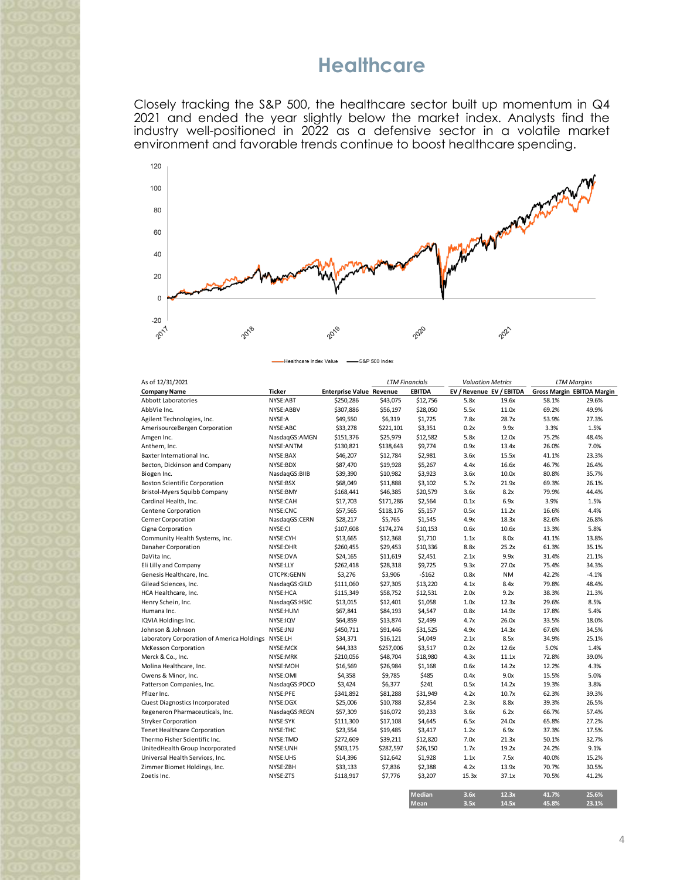# Healthcare

Closely tracking the S&P 500, the healthcare sector built up momentum in Q4 2021 and ended the year slightly below the market index. Analysts find the industry well-positioned in 2022 as a defensive sector in a volatile market environment and favorable trends continue to boost healthcare spending.

120
100
80
60
40
20
0
-20
2017
2018
2019
2020
2021

Healthcare Index Value
S&P 500 Index

| As of 12/31/2021 | | | LTM Financials | | Valuation Metrics | | LTM Margins | |
|---|---|---|---|---|---|---|---|---|
| **Company Name** | **Ticker** | **Enterprise Value** | **Revenue** | **EBITDA** | **EV / Revenue** | **EV / EBITDA** | **Gross Margin** | **EBITDA Margin** |
| Abbott Laboratories | NYSE:ABT | $250,286 | $43,075 | $12,756 | 5.8x | 19.6x | 58.1% | 29.6% |
| AbbVie Inc. | NYSE:ABBV | $307,886 | $56,197 | $28,050 | 5.5x | 11.0x | 69.2% | 49.9% |
| Agilent Technologies, Inc. | NYSE:A | $49,550 | $6,319 | $1,725 | 7.8x | 28.7x | 53.9% | 27.3% |
| AmerisourceBergen Corporation | NYSE:ABC | $33,278 | $221,101 | $3,351 | 0.2x | 9.9x | 3.3% | 1.5% |
| Amgen Inc. | NasdaqGS:AMGN | $151,376 | $25,979 | $12,582 | 5.8x | 12.0x | 75.2% | 48.4% |
| Anthem, Inc. | NYSE:ANTM | $130,821 | $138,643 | $9,774 | 0.9x | 13.4x | 26.0% | 7.0% |
| Baxter International Inc. | NYSE:BAX | $46,207 | $12,784 | $2,981 | 3.6x | 15.5x | 41.1% | 23.3% |
| Becton, Dickinson and Company | NYSE:BDX | $87,470 | $19,928 | $5,267 | 4.4x | 16.6x | 46.7% | 26.4% |
| Biogen Inc. | NasdaqGS:BIIB | $39,390 | $10,982 | $3,923 | 3.6x | 10.0x | 80.8% | 35.7% |
| Boston Scientific Corporation | NYSE:BSX | $68,049 | $11,888 | $3,102 | 5.7x | 21.9x | 69.3% | 26.1% |
| Bristol-Myers Squibb Company | NYSE:BMY | $168,441 | $46,385 | $20,579 | 3.6x | 8.2x | 79.9% | 44.4% |
| Cardinal Health, Inc. | NYSE:CAH | $17,703 | $171,286 | $2,564 | 0.1x | 6.9x | 3.9% | 1.5% |
| Centene Corporation | NYSE:CNC | $57,565 | $118,176 | $5,157 | 0.5x | 11.2x | 16.6% | 4.4% |
| Cerner Corporation | NasdaqGS:CERN | $28,217 | $5,765 | $1,545 | 4.9x | 18.3x | 82.6% | 26.8% |
| Cigna Corporation | NYSE:CI | $107,608 | $174,274 | $10,153 | 0.6x | 10.6x | 13.3% | 5.8% |
| Community Health Systems, Inc. | NYSE:CYH | $13,665 | $12,368 | $1,710 | 1.1x | 8.0x | 41.1% | 13.8% |
| Danaher Corporation | NYSE:DHR | $260,455 | $29,453 | $10,336 | 8.8x | 25.2x | 61.3% | 35.1% |
| DaVita Inc. | NYSE:DVA | $24,165 | $11,619 | $2,451 | 2.1x | 9.9x | 31.4% | 21.1% |
| Eli Lilly and Company | NYSE:LLY | $262,418 | $28,318 | $9,725 | 9.3x | 27.0x | 75.4% | 34.3% |
| Genesis Healthcare, Inc. | OTCPK:GENN | $3,276 | $3,906 | -$162 | 0.8x | NM | 42.2% | -4.1% |
| Gilead Sciences, Inc. | NasdaqGS:GILD | $111,060 | $27,305 | $13,220 | 4.1x | 8.4x | 79.8% | 48.4% |
| HCA Healthcare, Inc. | NYSE:HCA | $115,349 | $58,752 | $12,531 | 2.0x | 9.2x | 38.3% | 21.3% |
| Henry Schein, Inc. | NasdaqGS:HSIC | $13,015 | $12,401 | $1,058 | 1.0x | 12.3x | 29.6% | 8.5% |
| Humana Inc. | NYSE:HUM | $67,841 | $84,193 | $4,547 | 0.8x | 14.9x | 17.8% | 5.4% |
| IQVIA Holdings Inc. | NYSE:IQV | $64,859 | $13,874 | $2,499 | 4.7x | 26.0x | 33.5% | 18.0% |
| Johnson & Johnson | NYSE:JNJ | $450,711 | $91,446 | $31,525 | 4.9x | 14.3x | 67.6% | 34.5% |
| Laboratory Corporation of America Holdings | NYSE:LH | $34,371 | $16,121 | $4,049 | 2.1x | 8.5x | 34.9% | 25.1% |
| McKesson Corporation | NYSE:MCK | $44,333 | $257,006 | $3,517 | 0.2x | 12.6x | 5.0% | 1.4% |
| Merck & Co., Inc. | NYSE:MRK | $210,056 | $48,704 | $18,980 | 4.3x | 11.1x | 72.8% | 39.0% |
| Molina Healthcare, Inc. | NYSE:MOH | $16,569 | $26,984 | $1,168 | 0.6x | 14.2x | 12.2% | 4.3% |
| Owens & Minor, Inc. | NYSE:OMI | $4,358 | $9,785 | $485 | 0.4x | 9.0x | 15.5% | 5.0% |
| Patterson Companies, Inc. | NasdaqGS:PDCO | $3,424 | $6,377 | $241 | 0.5x | 14.2x | 19.3% | 3.8% |
| Pfizer Inc. | NYSE:PFE | $341,892 | $81,288 | $31,949 | 4.2x | 10.7x | 62.3% | 39.3% |
| Quest Diagnostics Incorporated | NYSE:DGX | $25,006 | $10,788 | $2,854 | 2.3x | 8.8x | 39.3% | 26.5% |
| Regeneron Pharmaceuticals, Inc. | NasdaqGS:REGN | $57,309 | $16,072 | $9,233 | 3.6x | 6.2x | 66.7% | 57.4% |
| Stryker Corporation | NYSE:SYK | $111,300 | $17,108 | $4,645 | 6.5x | 24.0x | 65.8% | 27.2% |
| Tenet Healthcare Corporation | NYSE:THC | $23,554 | $19,485 | $3,417 | 1.2x | 6.9x | 37.3% | 17.5% |
| Thermo Fisher Scientific Inc. | NYSE:TMO | $272,609 | $39,211 | $12,820 | 7.0x | 21.3x | 50.1% | 32.7% |
| UnitedHealth Group Incorporated | NYSE:UNH | $503,175 | $287,597 | $26,150 | 1.7x | 19.2x | 24.2% | 9.1% |
| Universal Health Services, Inc. | NYSE:UHS | $14,396 | $12,642 | $1,928 | 1.1x | 7.5x | 40.0% | 15.2% |
| Zimmer Biomet Holdings, Inc. | NYSE:ZBH | $33,133 | $7,836 | $2,388 | 4.2x | 13.9x | 70.7% | 30.5% |
| Zoetis Inc. | NYSE:ZTS | $118,917 | $7,776 | $3,207 | 15.3x | 37.1x | 70.5% | 41.2% |
| | | | | **Median** | **3.6x** | **12.3x** | **41.7%** | **25.6%** |
| | | | | **Mean** | **3.5x** | **14.5x** | **45.8%** | **23.1%** |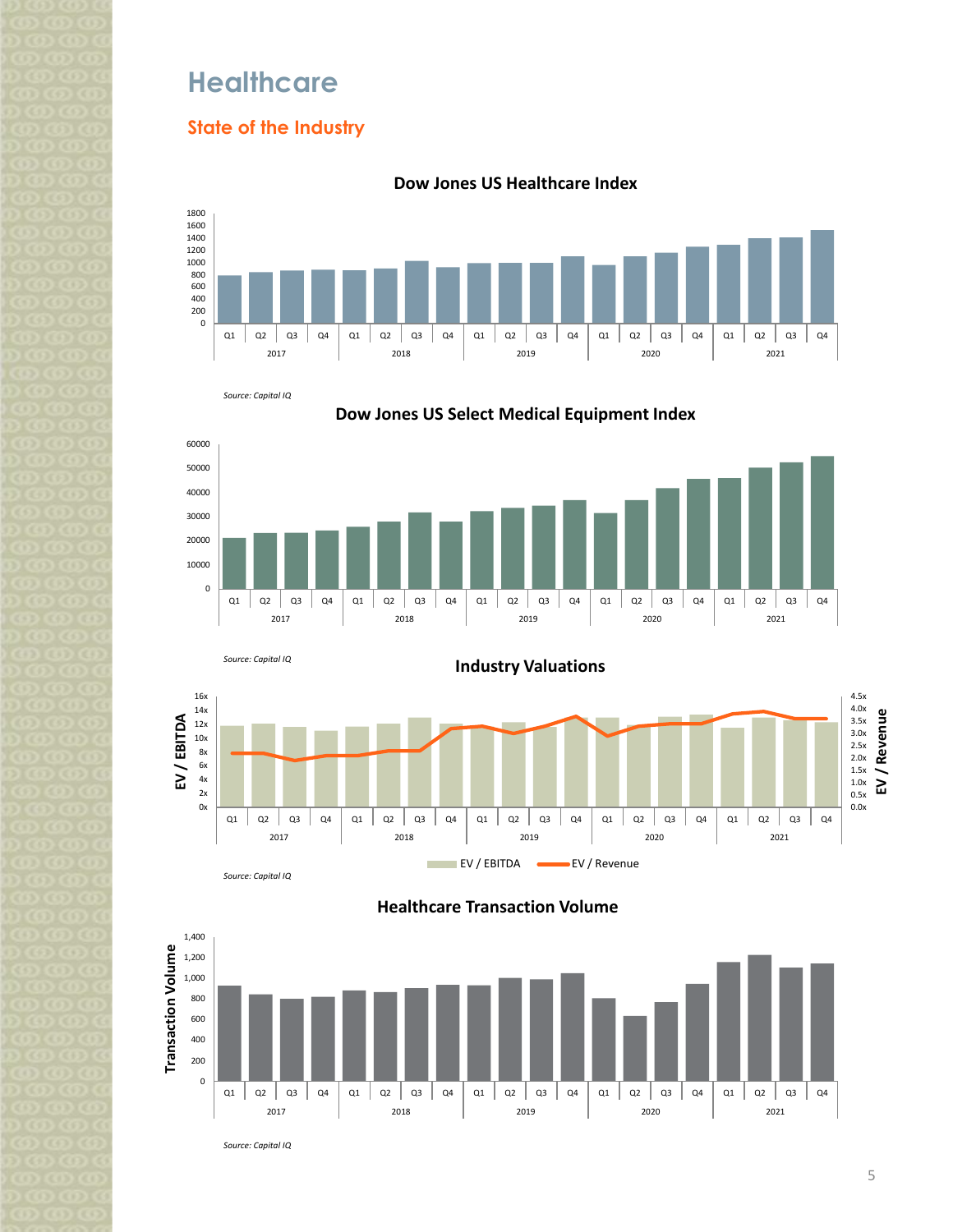# Healthcare

## State of the Industry

**Dow Jones US Healthcare Index**

1800
1600
1400
1200
1000
800
600
400
200
0

Q1 Q2 Q3 Q4 Q1 Q2 Q3 Q4 Q1 Q2 Q3 Q4 Q1 Q2 Q3 Q4 Q1 Q2 Q3 Q4

2017 2018 2019 2020 2021

*Source: Capital IQ*

**Dow Jones US Select Medical Equipment Index**

60000
50000
40000
30000
20000
10000
0

Q1 Q2 Q3 Q4 Q1 Q2 Q3 Q4 Q1 Q2 Q3 Q4 Q1 Q2 Q3 Q4 Q1 Q2 Q3 Q4

2017 2018 2019 2020 2021

*Source: Capital IQ*

**Industry Valuations**

EV / EBITDA

16x
14x
12x
10x
8x
6x
4x
2x
0x

EV / Revenue

4.5x
4.0x
3.5x
3.0x
2.5x
2.0x
1.5x
1.0x
0.5x
0.0x

Q1 Q2 Q3 Q4 Q1 Q2 Q3 Q4 Q1 Q2 Q3 Q4 Q1 Q2 Q3 Q4 Q1 Q2 Q3 Q4

2017 2018 2019 2020 2021

EV / EBITDA EV / Revenue

*Source: Capital IQ*

**Healthcare Transaction Volume**

Transaction Volume

1,400
1,200
1,000
800
600
400
200
0

Q1 Q2 Q3 Q4 Q1 Q2 Q3 Q4 Q1 Q2 Q3 Q4 Q1 Q2 Q3 Q4 Q1 Q2 Q3 Q4

2017 2018 2019 2020 2021

*Source: Capital IQ*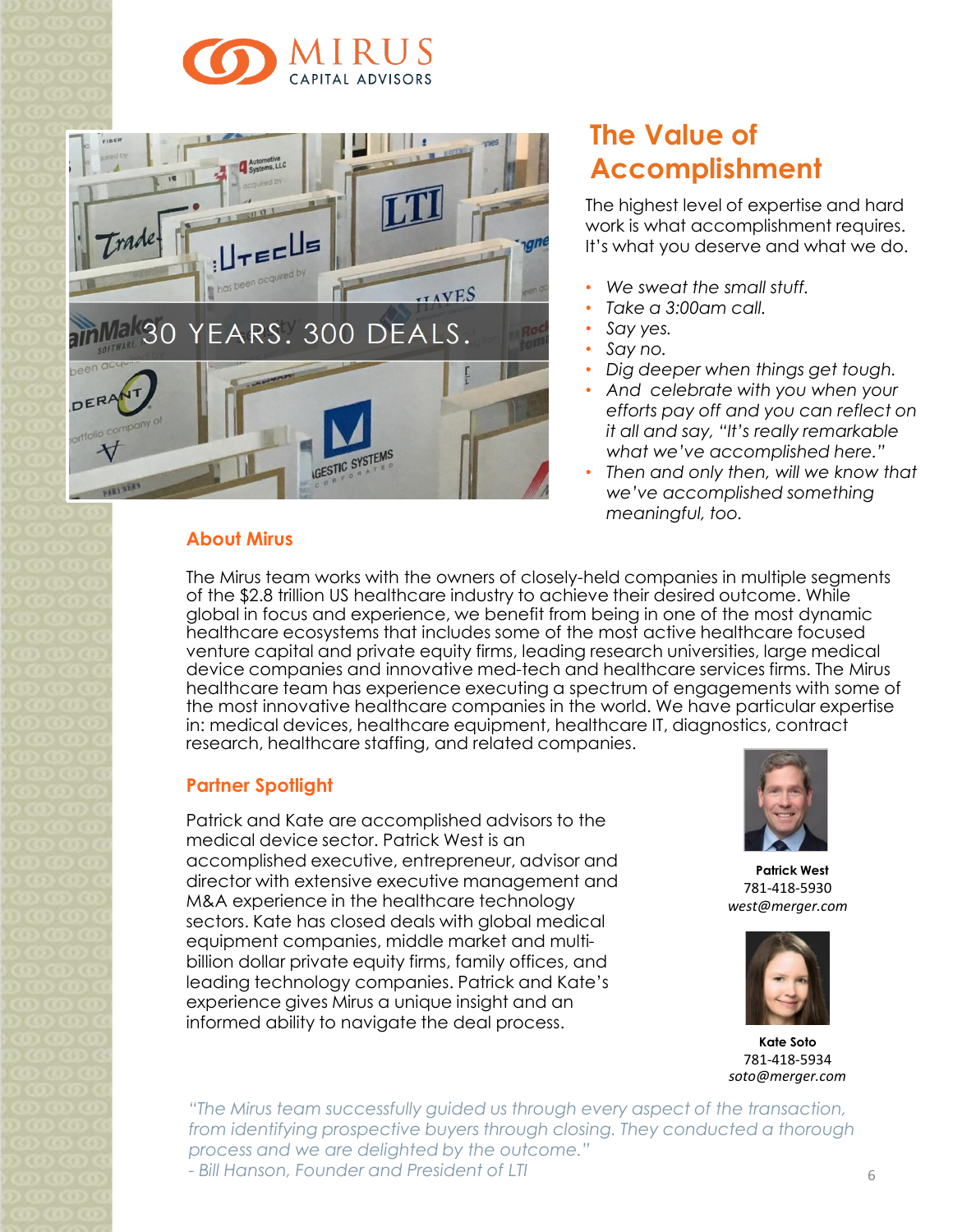MIRUS CAPITAL ADVISORS

30 YEARS. 300 DEALS.

## The Value of Accomplishment

The highest level of expertise and hard work is what accomplishment requires. It's what you deserve and what we do.

- *We sweat the small stuff.*
- *Take a 3:00am call.*
- *Say yes.*
- *Say no.*
- *Dig deeper when things get tough.*
- *And celebrate with you when your efforts pay off and you can reflect on it all and say, "It's really remarkable what we've accomplished here."*
- *Then and only then, will we know that we've accomplished something meaningful, too.*

### About Mirus

The Mirus team works with the owners of closely-held companies in multiple segments of the $2.8 trillion US healthcare industry to achieve their desired outcome. While global in focus and experience, we benefit from being in one of the most dynamic healthcare ecosystems that includes some of the most active healthcare focused venture capital and private equity firms, leading research universities, large medical device companies and innovative med-tech and healthcare services firms. The Mirus healthcare team has experience executing a spectrum of engagements with some of the most innovative healthcare companies in the world. We have particular expertise in: medical devices, healthcare equipment, healthcare IT, diagnostics, contract research, healthcare staffing, and related companies.

### Partner Spotlight

Patrick and Kate are accomplished advisors to the medical device sector. Patrick West is an accomplished executive, entrepreneur, advisor and director with extensive executive management and M&A experience in the healthcare technology sectors. Kate has closed deals with global medical equipment companies, middle market and multi-billion dollar private equity firms, family offices, and leading technology companies. Patrick and Kate's experience gives Mirus a unique insight and an informed ability to navigate the deal process.

**Patrick West**
781-418-5930
*west@merger.com*

**Kate Soto**
781-418-5934
*soto@merger.com*

*"The Mirus team successfully guided us through every aspect of the transaction, from identifying prospective buyers through closing. They conducted a thorough process and we are delighted by the outcome."*
*- Bill Hanson, Founder and President of LTI*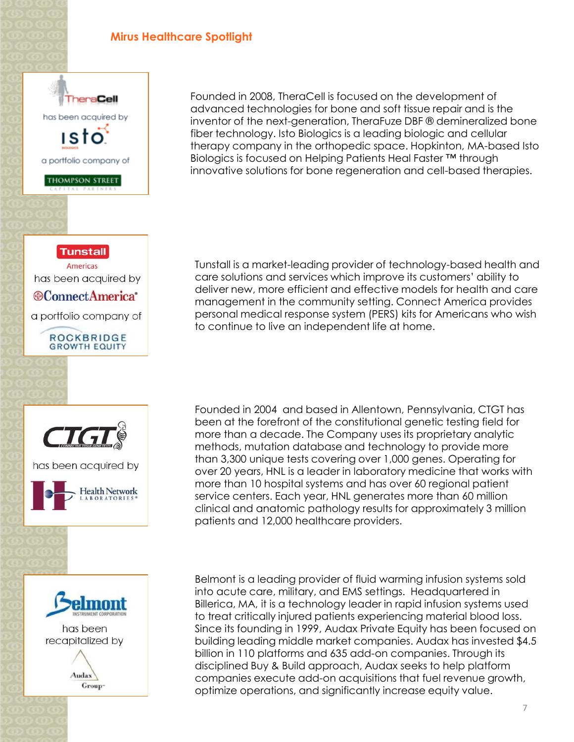## Mirus Healthcare Spotlight

TheraCell

has been acquired by

Isto Biologics

a portfolio company of

Thompson Street Capital Partners

Founded in 2008, TheraCell is focused on the development of advanced technologies for bone and soft tissue repair and is the inventor of the next-generation, TheraFuze DBF ® demineralized bone fiber technology. Isto Biologics is a leading biologic and cellular therapy company in the orthopedic space. Hopkinton, MA-based Isto Biologics is focused on Helping Patients Heal Faster ™ through innovative solutions for bone regeneration and cell-based therapies.

Tunstall Americas

has been acquired by

ConnectAmerica

a portfolio company of

Rockbridge Growth Equity

Tunstall is a market-leading provider of technology-based health and care solutions and services which improve its customers' ability to deliver new, more efficient and effective models for health and care management in the community setting. Connect America provides personal medical response system (PERS) kits for Americans who wish to continue to live an independent life at home.

CTGT Connective Tissue Gene Tests

has been acquired by

Health Network Laboratories

Founded in 2004 and based in Allentown, Pennsylvania, CTGT has been at the forefront of the constitutional genetic testing field for more than a decade. The Company uses its proprietary analytic methods, mutation database and technology to provide more than 3,300 unique tests covering over 1,000 genes. Operating for over 20 years, HNL is a leader in laboratory medicine that works with more than 10 hospital systems and has over 60 regional patient service centers. Each year, HNL generates more than 60 million clinical and anatomic pathology results for approximately 3 million patients and 12,000 healthcare providers.

Belmont Instrument Corporation

has been recapitalized by

Audax Group

Belmont is a leading provider of fluid warming infusion systems sold into acute care, military, and EMS settings. Headquartered in Billerica, MA, it is a technology leader in rapid infusion systems used to treat critically injured patients experiencing material blood loss. Since its founding in 1999, Audax Private Equity has been focused on building leading middle market companies. Audax has invested $4.5 billion in 110 platforms and 635 add-on companies. Through its disciplined Buy & Build approach, Audax seeks to help platform companies execute add-on acquisitions that fuel revenue growth, optimize operations, and significantly increase equity value.